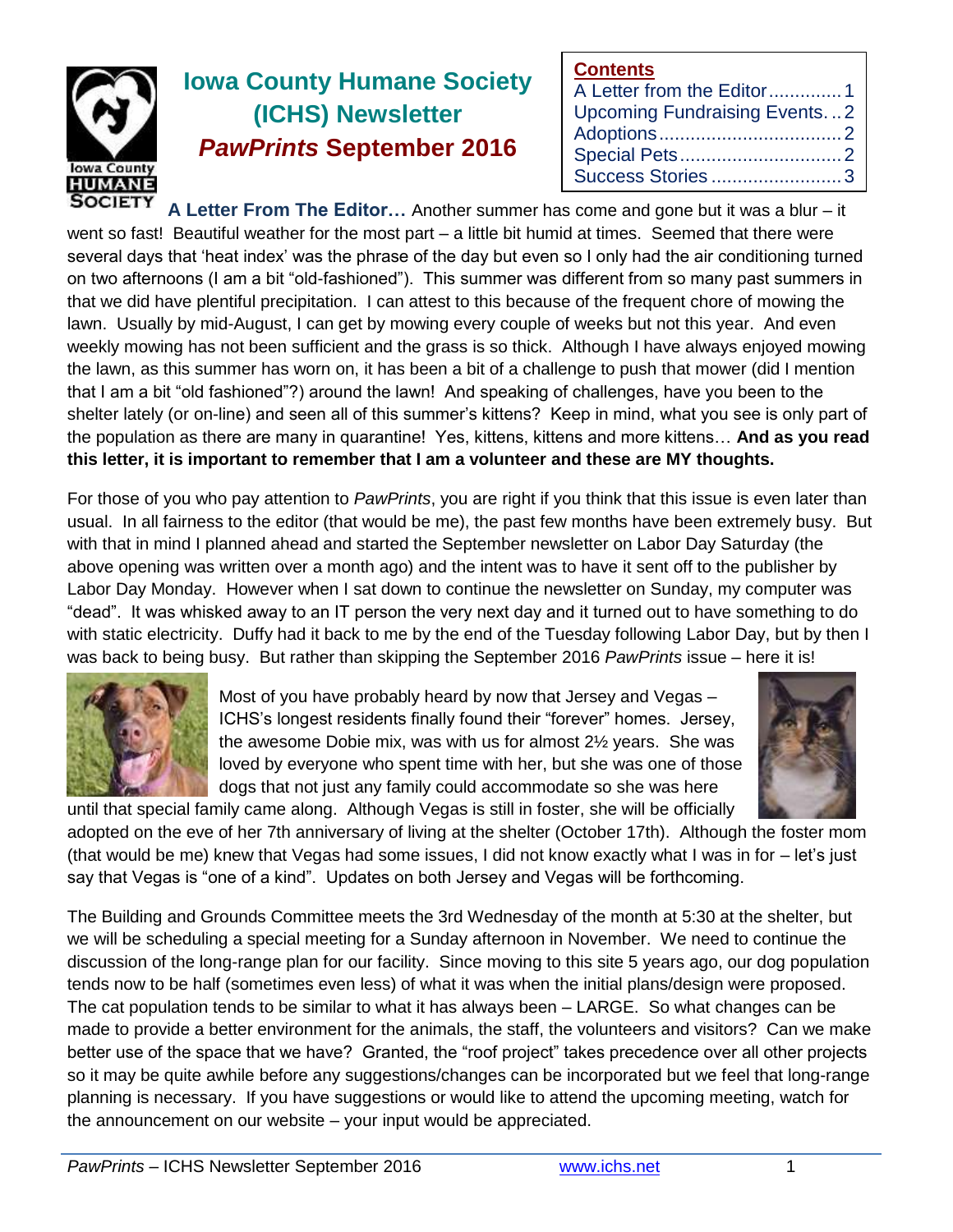# Iowa County Humane Society (ICHS) Newsletter

## *PawPrints* September 2016

**Contents**

- A Letter from the Editor .............. 1
- Upcoming Fundraising Events. .. 2
- Adoptions .................................. 2
- Special Pets .............................. 2
- Success Stories ......................... 3

**A Letter From The Editor…** Another summer has come and gone but it was a blur – it went so fast! Beautiful weather for the most part – a little bit humid at times. Seemed that there were several days that 'heat index' was the phrase of the day but even so I only had the air conditioning turned on two afternoons (I am a bit "old-fashioned"). This summer was different from so many past summers in that we did have plentiful precipitation. I can attest to this because of the frequent chore of mowing the lawn. Usually by mid-August, I can get by mowing every couple of weeks but not this year. And even weekly mowing has not been sufficient and the grass is so thick. Although I have always enjoyed mowing the lawn, as this summer has worn on, it has been a bit of a challenge to push that mower (did I mention that I am a bit "old fashioned"?) around the lawn! And speaking of challenges, have you been to the shelter lately (or on-line) and seen all of this summer's kittens? Keep in mind, what you see is only part of the population as there are many in quarantine! Yes, kittens, kittens and more kittens… **And as you read this letter, it is important to remember that I am a volunteer and these are MY thoughts.**

For those of you who pay attention to *PawPrints*, you are right if you think that this issue is even later than usual. In all fairness to the editor (that would be me), the past few months have been extremely busy. But with that in mind I planned ahead and started the September newsletter on Labor Day Saturday (the above opening was written over a month ago) and the intent was to have it sent off to the publisher by Labor Day Monday. However when I sat down to continue the newsletter on Sunday, my computer was "dead". It was whisked away to an IT person the very next day and it turned out to have something to do with static electricity. Duffy had it back to me by the end of the Tuesday following Labor Day, but by then I was back to being busy. But rather than skipping the September 2016 *PawPrints* issue – here it is!

Most of you have probably heard by now that Jersey and Vegas – ICHS's longest residents finally found their "forever" homes. Jersey, the awesome Dobie mix, was with us for almost 2½ years. She was loved by everyone who spent time with her, but she was one of those dogs that not just any family could accommodate so she was here until that special family came along. Although Vegas is still in foster, she will be officially adopted on the eve of her 7th anniversary of living at the shelter (October 17th). Although the foster mom (that would be me) knew that Vegas had some issues, I did not know exactly what I was in for – let's just say that Vegas is "one of a kind". Updates on both Jersey and Vegas will be forthcoming.

The Building and Grounds Committee meets the 3rd Wednesday of the month at 5:30 at the shelter, but we will be scheduling a special meeting for a Sunday afternoon in November. We need to continue the discussion of the long-range plan for our facility. Since moving to this site 5 years ago, our dog population tends now to be half (sometimes even less) of what it was when the initial plans/design were proposed. The cat population tends to be similar to what it has always been – LARGE. So what changes can be made to provide a better environment for the animals, the staff, the volunteers and visitors? Can we make better use of the space that we have? Granted, the "roof project" takes precedence over all other projects so it may be quite awhile before any suggestions/changes can be incorporated but we feel that long-range planning is necessary. If you have suggestions or would like to attend the upcoming meeting, watch for the announcement on our website – your input would be appreciated.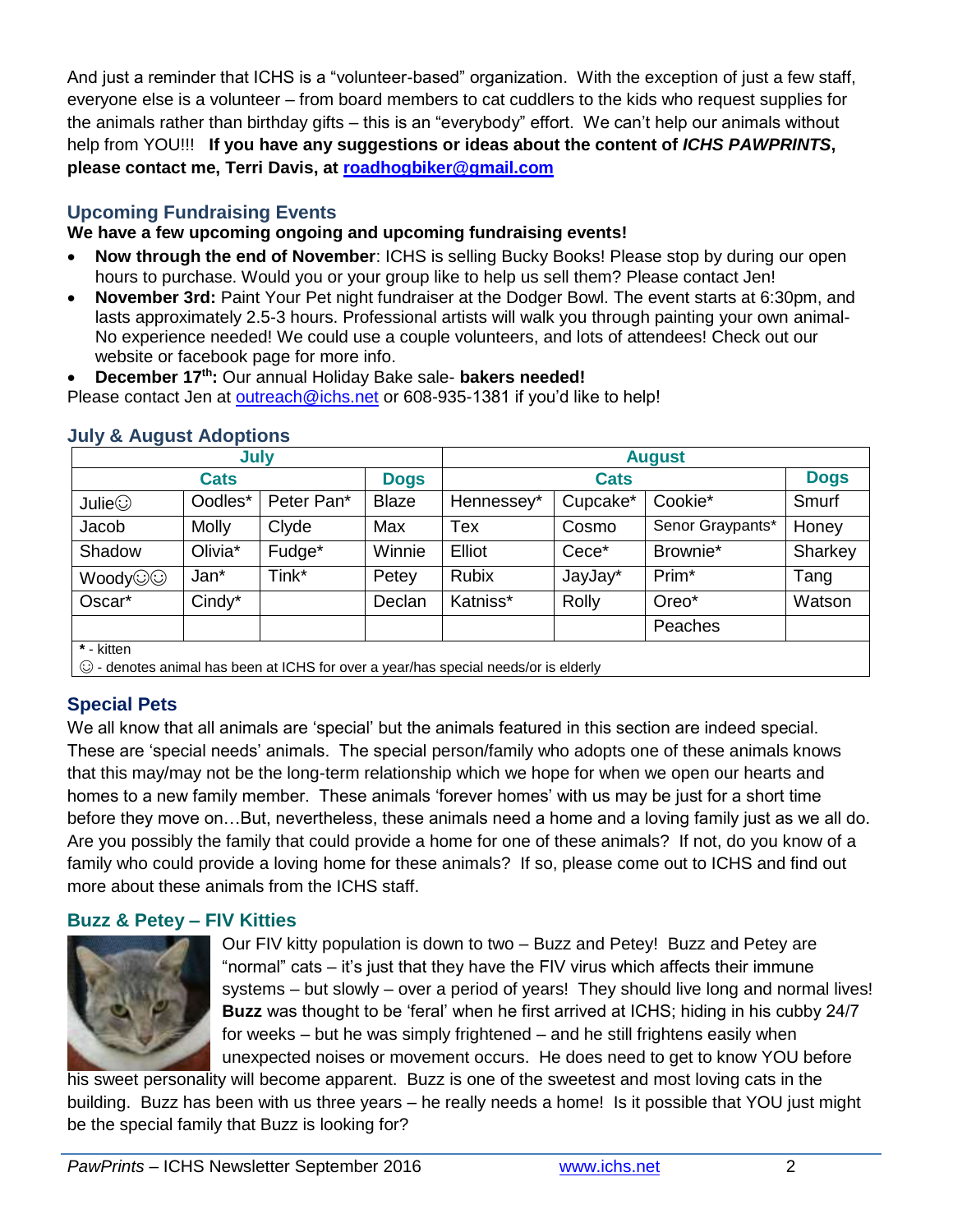And just a reminder that ICHS is a "volunteer-based" organization. With the exception of just a few staff, everyone else is a volunteer – from board members to cat cuddlers to the kids who request supplies for the animals rather than birthday gifts – this is an "everybody" effort. We can't help our animals without help from YOU!!! **If you have any suggestions or ideas about the content of *ICHS PAWPRINTS*, please contact me, Terri Davis, at [roadhogbiker@gmail.com](mailto:roadhogbiker@gmail.com)**

## Upcoming Fundraising Events

**We have a few upcoming ongoing and upcoming fundraising events!**

- **Now through the end of November**: ICHS is selling Bucky Books! Please stop by during our open hours to purchase. Would you or your group like to help us sell them? Please contact Jen!
- **November 3rd:** Paint Your Pet night fundraiser at the Dodger Bowl. The event starts at 6:30pm, and lasts approximately 2.5-3 hours. Professional artists will walk you through painting your own animal- No experience needed! We could use a couple volunteers, and lots of attendees! Check out our website or facebook page for more info.
- **December 17th:** Our annual Holiday Bake sale- **bakers needed!**

Please contact Jen at [outreach@ichs.net](mailto:outreach@ichs.net) or 608-935-1381 if you'd like to help!

## July & August Adoptions

| July | | | | August | | | |
|---|---|---|---|---|---|---|---|
| Cats | | | Dogs | Cats | | | Dogs |
| Julie☺ | Oodles* | Peter Pan* | Blaze | Hennessey* | Cupcake* | Cookie* | Smurf |
| Jacob | Molly | Clyde | Max | Tex | Cosmo | Senor Graypants* | Honey |
| Shadow | Olivia* | Fudge* | Winnie | Elliot | Cece* | Brownie* | Sharkey |
| Woody☺☺ | Jan* | Tink* | Petey | Rubix | JayJay* | Prim* | Tang |
| Oscar* | Cindy* | | Declan | Katniss* | Rolly | Oreo* | Watson |
| | | | | | | Peaches | |

**\*** - kitten
☺ - denotes animal has been at ICHS for over a year/has special needs/or is elderly

## Special Pets

We all know that all animals are 'special' but the animals featured in this section are indeed special. These are 'special needs' animals. The special person/family who adopts one of these animals knows that this may/may not be the long-term relationship which we hope for when we open our hearts and homes to a new family member. These animals 'forever homes' with us may be just for a short time before they move on…But, nevertheless, these animals need a home and a loving family just as we all do. Are you possibly the family that could provide a home for one of these animals? If not, do you know of a family who could provide a loving home for these animals? If so, please come out to ICHS and find out more about these animals from the ICHS staff.

## Buzz & Petey – FIV Kitties

Our FIV kitty population is down to two – Buzz and Petey! Buzz and Petey are "normal" cats – it's just that they have the FIV virus which affects their immune systems – but slowly – over a period of years! They should live long and normal lives! **Buzz** was thought to be 'feral' when he first arrived at ICHS; hiding in his cubby 24/7 for weeks – but he was simply frightened – and he still frightens easily when unexpected noises or movement occurs. He does need to get to know YOU before his sweet personality will become apparent. Buzz is one of the sweetest and most loving cats in the building. Buzz has been with us three years – he really needs a home! Is it possible that YOU just might be the special family that Buzz is looking for?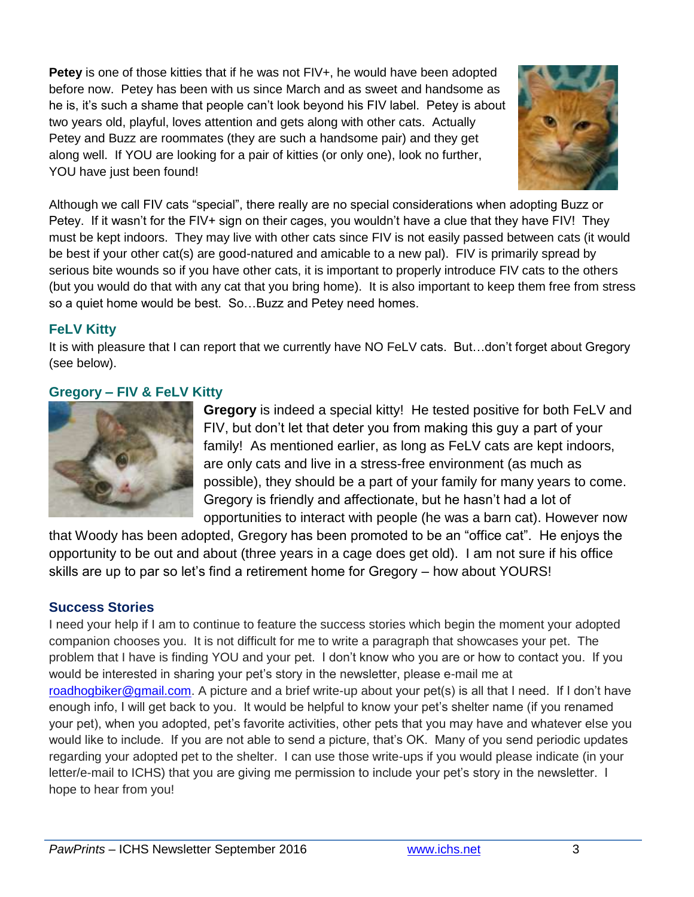**Petey** is one of those kitties that if he was not FIV+, he would have been adopted before now. Petey has been with us since March and as sweet and handsome as he is, it's such a shame that people can't look beyond his FIV label. Petey is about two years old, playful, loves attention and gets along with other cats. Actually Petey and Buzz are roommates (they are such a handsome pair) and they get along well. If YOU are looking for a pair of kitties (or only one), look no further, YOU have just been found!

Although we call FIV cats "special", there really are no special considerations when adopting Buzz or Petey. If it wasn't for the FIV+ sign on their cages, you wouldn't have a clue that they have FIV! They must be kept indoors. They may live with other cats since FIV is not easily passed between cats (it would be best if your other cat(s) are good-natured and amicable to a new pal). FIV is primarily spread by serious bite wounds so if you have other cats, it is important to properly introduce FIV cats to the others (but you would do that with any cat that you bring home). It is also important to keep them free from stress so a quiet home would be best. So…Buzz and Petey need homes.

### FeLV Kitty

It is with pleasure that I can report that we currently have NO FeLV cats. But…don't forget about Gregory (see below).

### Gregory – FIV & FeLV Kitty

**Gregory** is indeed a special kitty! He tested positive for both FeLV and FIV, but don't let that deter you from making this guy a part of your family! As mentioned earlier, as long as FeLV cats are kept indoors, are only cats and live in a stress-free environment (as much as possible), they should be a part of your family for many years to come. Gregory is friendly and affectionate, but he hasn't had a lot of opportunities to interact with people (he was a barn cat). However now that Woody has been adopted, Gregory has been promoted to be an "office cat". He enjoys the opportunity to be out and about (three years in a cage does get old). I am not sure if his office skills are up to par so let's find a retirement home for Gregory – how about YOURS!

### Success Stories

I need your help if I am to continue to feature the success stories which begin the moment your adopted companion chooses you. It is not difficult for me to write a paragraph that showcases your pet. The problem that I have is finding YOU and your pet. I don't know who you are or how to contact you. If you would be interested in sharing your pet's story in the newsletter, please e-mail me at roadhogbiker@gmail.com. A picture and a brief write-up about your pet(s) is all that I need. If I don't have enough info, I will get back to you. It would be helpful to know your pet's shelter name (if you renamed your pet), when you adopted, pet's favorite activities, other pets that you may have and whatever else you would like to include. If you are not able to send a picture, that's OK. Many of you send periodic updates regarding your adopted pet to the shelter. I can use those write-ups if you would please indicate (in your letter/e-mail to ICHS) that you are giving me permission to include your pet's story in the newsletter. I hope to hear from you!